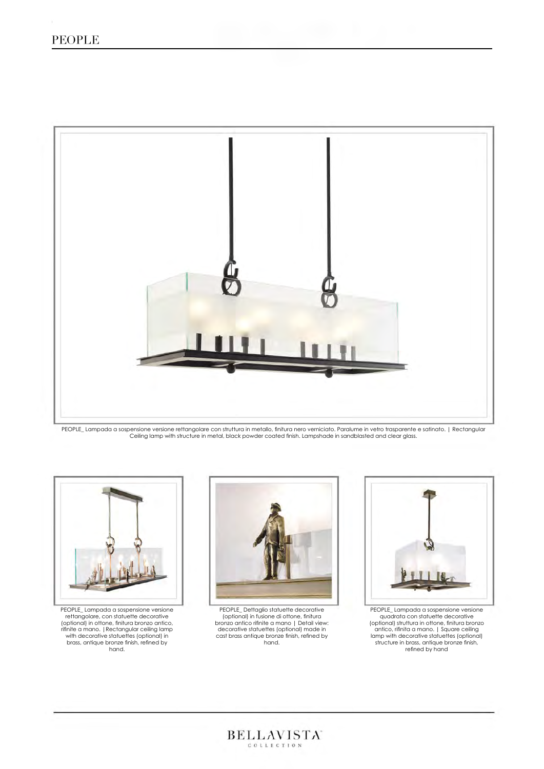# PEOPLE

PEOPLE_ Lampada a sospensione versione rettangolare con struttura in metallo, finitura nero verniciato. Paralume in vetro trasparente e satinato. | Rectangular Ceiling lamp with structure in metal, black powder coated finish. Lampshade in sandblasted and clear glass.

PEOPLE_ Lampada a sospensione versione rettangolare, con statuette decorative (optional) in ottone, finitura bronzo antico, rifinite a mano. | Rectangular ceiling lamp with decorative statuettes (optional) in brass, antique bronze finish, refined by hand.

PEOPLE_ Dettaglio statuette decorative (optional) in fusione di ottone, finitura bronzo antico rifinite a mano | Detail view: decorative statuettes (optional) made in cast brass antique bronze finish, refined by hand.

PEOPLE_ Lampada a sospensione versione quadrata con statuette decorative (optional) struttura in ottone, finitura bronzo antico, rifinita a mano. | Square ceiling lamp with decorative statuettes (optional) structure in brass, antique bronze finish, refined by hand

BELLAVISTA COLLECTION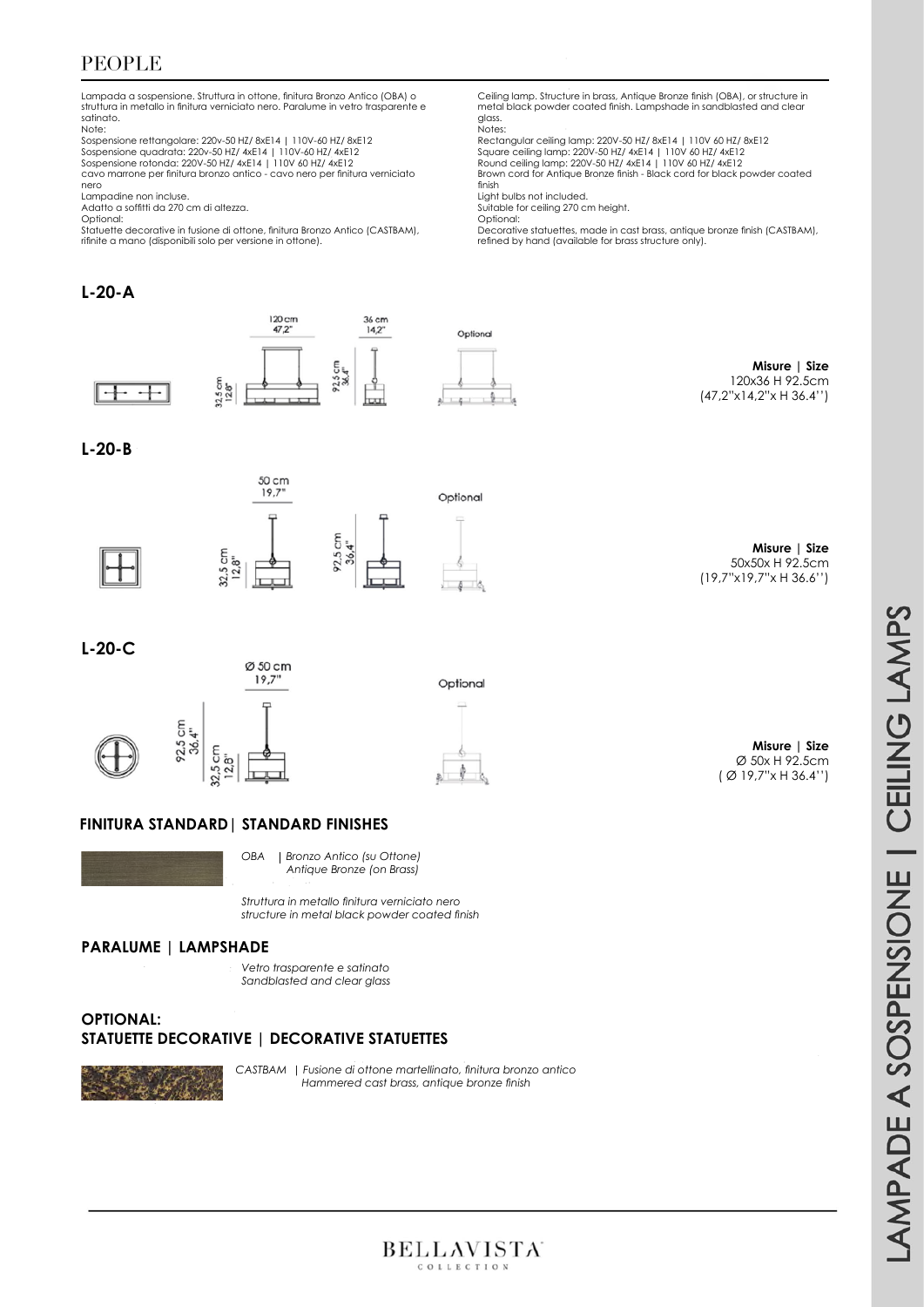# PEOPLE

Lampada a sospensione. Struttura in ottone, finitura Bronzo Antico (OBA) o struttura in metallo in finitura verniciato nero. Paralume in vetro trasparente e satinato.
Note:
Sospensione rettangolare: 220v-50 HZ/ 8xE14 | 110V-60 HZ/ 8xE12
Sospensione quadrata: 220v-50 HZ/ 4xE14 | 110V-60 HZ/ 4xE12
Sospensione rotonda: 220V-50 HZ/ 4xE14 | 110V 60 HZ/ 4xE12
cavo marrone per finitura bronzo antico - cavo nero per finitura verniciato nero
Lampadine non incluse.
Adatto a soffitti da 270 cm di altezza.
Optional:
Statuette decorative in fusione di ottone, finitura Bronzo Antico (CASTBAM), rifinite a mano (disponibili solo per versione in ottone).

Ceiling lamp. Structure in brass, Antique Bronze finish (OBA), or structure in metal black powder coated finish. Lampshade in sandblasted and clear glass.
Notes:
Rectangular ceiling lamp: 220V-50 HZ/ 8xE14 | 110V 60 HZ/ 8xE12
Square ceiling lamp: 220V-50 HZ/ 4xE14 | 110V 60 HZ/ 4xE12
Round ceiling lamp: 220V-50 HZ/ 4xE14 | 110V 60 HZ/ 4xE12
Brown cord for Antique Bronze finish - Black cord for black powder coated finish
Light bulbs not included.
Suitable for ceiling 270 cm height.
Optional:
Decorative statuettes, made in cast brass, antique bronze finish (CASTBAM), refined by hand (available for brass structure only).

## L-20-A

120 cm
47,2"
36 cm
14,2"
32,5 cm
12,8"
92,5 cm
36,4"
Optional

**Misure | Size**
120x36 H 92.5cm
(47,2"x14,2"x H 36.4'')

## L-20-B

50 cm
19,7"
32,5 cm
12,8"
92,5 cm
36,4"
Optional

**Misure | Size**
50x50x H 92.5cm
(19,7"x19,7"x H 36.6'')

## L-20-C

Ø 50 cm
19,7"
92,5 cm
36,4"
32,5 cm
12,8"
Optional

**Misure | Size**
Ø 50x H 92.5cm
( Ø 19,7"x H 36.4'')

## FINITURA STANDARD| STANDARD FINISHES

*OBA | Bronzo Antico (su Ottone)*
*Antique Bronze (on Brass)*

*Struttura in metallo finitura verniciato nero*
*structure in metal black powder coated finish*

## PARALUME | LAMPSHADE

*Vetro trasparente e satinato*
*Sandblasted and clear glass*

## OPTIONAL:
## STATUETTE DECORATIVE | DECORATIVE STATUETTES

*CASTBAM | Fusione di ottone martellinato, finitura bronzo antico*
*Hammered cast brass, antique bronze finish*